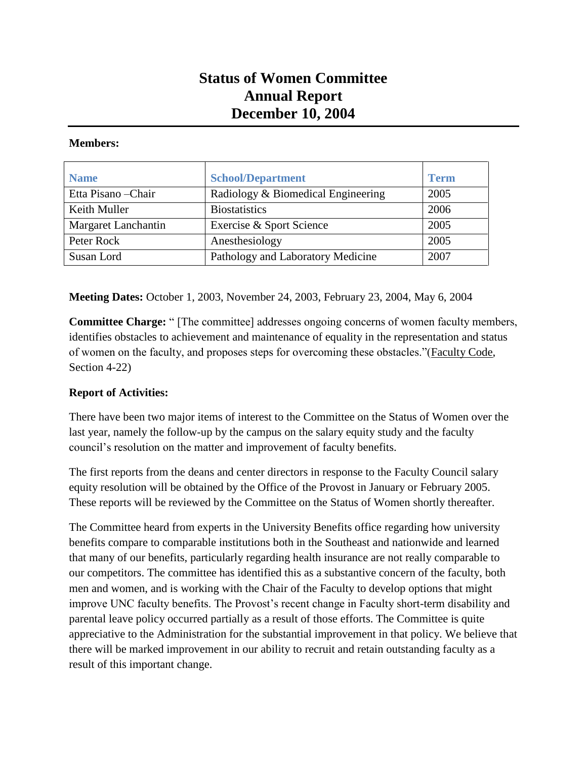# Status of Women Committee
# Annual Report
# December 10, 2004

**Members:**

| Name | School/Department | Term |
|---|---|---|
| Etta Pisano –Chair | Radiology & Biomedical Engineering | 2005 |
| Keith Muller | Biostatistics | 2006 |
| Margaret Lanchantin | Exercise & Sport Science | 2005 |
| Peter Rock | Anesthesiology | 2005 |
| Susan Lord | Pathology and Laboratory Medicine | 2007 |

**Meeting Dates:** October 1, 2003, November 24, 2003, February 23, 2004, May 6, 2004

**Committee Charge:** " [The committee] addresses ongoing concerns of women faculty members, identifies obstacles to achievement and maintenance of equality in the representation and status of women on the faculty, and proposes steps for overcoming these obstacles."(Faculty Code, Section 4-22)

**Report of Activities:**

There have been two major items of interest to the Committee on the Status of Women over the last year, namely the follow-up by the campus on the salary equity study and the faculty council's resolution on the matter and improvement of faculty benefits.

The first reports from the deans and center directors in response to the Faculty Council salary equity resolution will be obtained by the Office of the Provost in January or February 2005. These reports will be reviewed by the Committee on the Status of Women shortly thereafter.

The Committee heard from experts in the University Benefits office regarding how university benefits compare to comparable institutions both in the Southeast and nationwide and learned that many of our benefits, particularly regarding health insurance are not really comparable to our competitors. The committee has identified this as a substantive concern of the faculty, both men and women, and is working with the Chair of the Faculty to develop options that might improve UNC faculty benefits. The Provost's recent change in Faculty short-term disability and parental leave policy occurred partially as a result of those efforts. The Committee is quite appreciative to the Administration for the substantial improvement in that policy. We believe that there will be marked improvement in our ability to recruit and retain outstanding faculty as a result of this important change.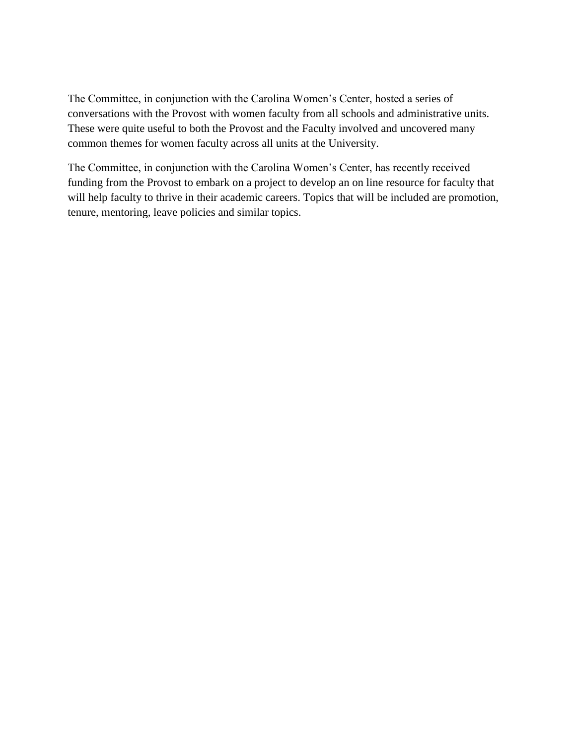The Committee, in conjunction with the Carolina Women's Center, hosted a series of conversations with the Provost with women faculty from all schools and administrative units. These were quite useful to both the Provost and the Faculty involved and uncovered many common themes for women faculty across all units at the University.

The Committee, in conjunction with the Carolina Women's Center, has recently received funding from the Provost to embark on a project to develop an on line resource for faculty that will help faculty to thrive in their academic careers. Topics that will be included are promotion, tenure, mentoring, leave policies and similar topics.